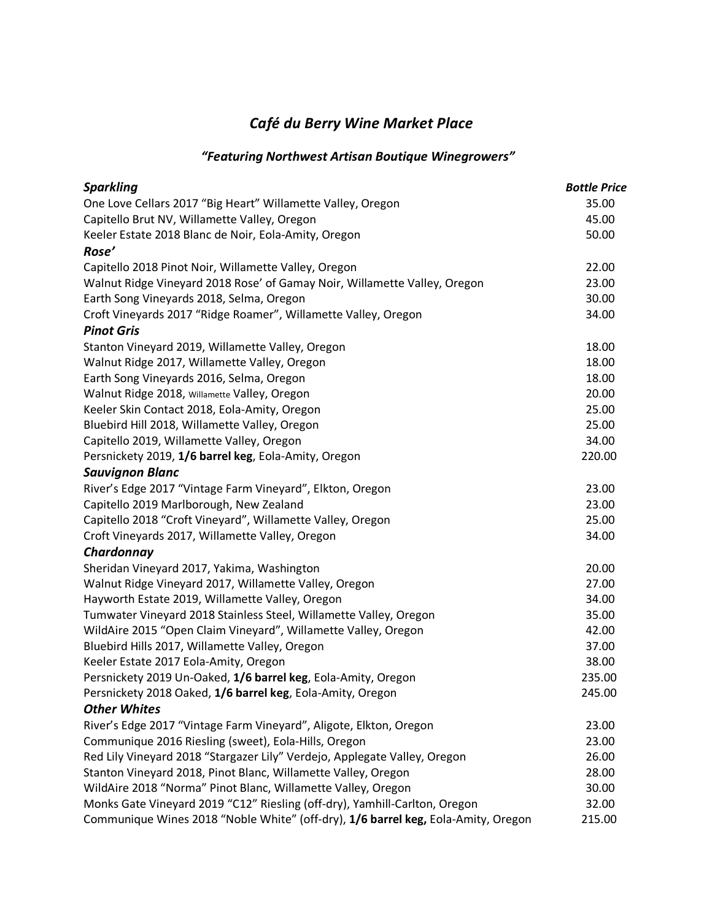# *Café du Berry Wine Market Place*

## *"Featuring Northwest Artisan Boutique Winegrowers"*

| ***Sparkling*** | ***Bottle Price*** |
| --- | --- |
| One Love Cellars 2017 "Big Heart" Willamette Valley, Oregon | 35.00 |
| Capitello Brut NV, Willamette Valley, Oregon | 45.00 |
| Keeler Estate 2018 Blanc de Noir, Eola-Amity, Oregon | 50.00 |
| ***Rose'*** | |
| Capitello 2018 Pinot Noir, Willamette Valley, Oregon | 22.00 |
| Walnut Ridge Vineyard 2018 Rose' of Gamay Noir, Willamette Valley, Oregon | 23.00 |
| Earth Song Vineyards 2018, Selma, Oregon | 30.00 |
| Croft Vineyards 2017 "Ridge Roamer", Willamette Valley, Oregon | 34.00 |
| ***Pinot Gris*** | |
| Stanton Vineyard 2019, Willamette Valley, Oregon | 18.00 |
| Walnut Ridge 2017, Willamette Valley, Oregon | 18.00 |
| Earth Song Vineyards 2016, Selma, Oregon | 18.00 |
| Walnut Ridge 2018, Willamette Valley, Oregon | 20.00 |
| Keeler Skin Contact 2018, Eola-Amity, Oregon | 25.00 |
| Bluebird Hill 2018, Willamette Valley, Oregon | 25.00 |
| Capitello 2019, Willamette Valley, Oregon | 34.00 |
| Persnickety 2019, **1/6 barrel keg**, Eola-Amity, Oregon | 220.00 |
| ***Sauvignon Blanc*** | |
| River's Edge 2017 "Vintage Farm Vineyard", Elkton, Oregon | 23.00 |
| Capitello 2019 Marlborough, New Zealand | 23.00 |
| Capitello 2018 "Croft Vineyard", Willamette Valley, Oregon | 25.00 |
| Croft Vineyards 2017, Willamette Valley, Oregon | 34.00 |
| ***Chardonnay*** | |
| Sheridan Vineyard 2017, Yakima, Washington | 20.00 |
| Walnut Ridge Vineyard 2017, Willamette Valley, Oregon | 27.00 |
| Hayworth Estate 2019, Willamette Valley, Oregon | 34.00 |
| Tumwater Vineyard 2018 Stainless Steel, Willamette Valley, Oregon | 35.00 |
| WildAire 2015 "Open Claim Vineyard", Willamette Valley, Oregon | 42.00 |
| Bluebird Hills 2017, Willamette Valley, Oregon | 37.00 |
| Keeler Estate 2017 Eola-Amity, Oregon | 38.00 |
| Persnickety 2019 Un-Oaked, **1/6 barrel keg**, Eola-Amity, Oregon | 235.00 |
| Persnickety 2018 Oaked, **1/6 barrel keg**, Eola-Amity, Oregon | 245.00 |
| ***Other Whites*** | |
| River's Edge 2017 "Vintage Farm Vineyard", Aligote, Elkton, Oregon | 23.00 |
| Communique 2016 Riesling (sweet), Eola-Hills, Oregon | 23.00 |
| Red Lily Vineyard 2018 "Stargazer Lily" Verdejo, Applegate Valley, Oregon | 26.00 |
| Stanton Vineyard 2018, Pinot Blanc, Willamette Valley, Oregon | 28.00 |
| WildAire 2018 "Norma" Pinot Blanc, Willamette Valley, Oregon | 30.00 |
| Monks Gate Vineyard 2019 "C12" Riesling (off-dry), Yamhill-Carlton, Oregon | 32.00 |
| Communique Wines 2018 "Noble White" (off-dry), **1/6 barrel keg,** Eola-Amity, Oregon | 215.00 |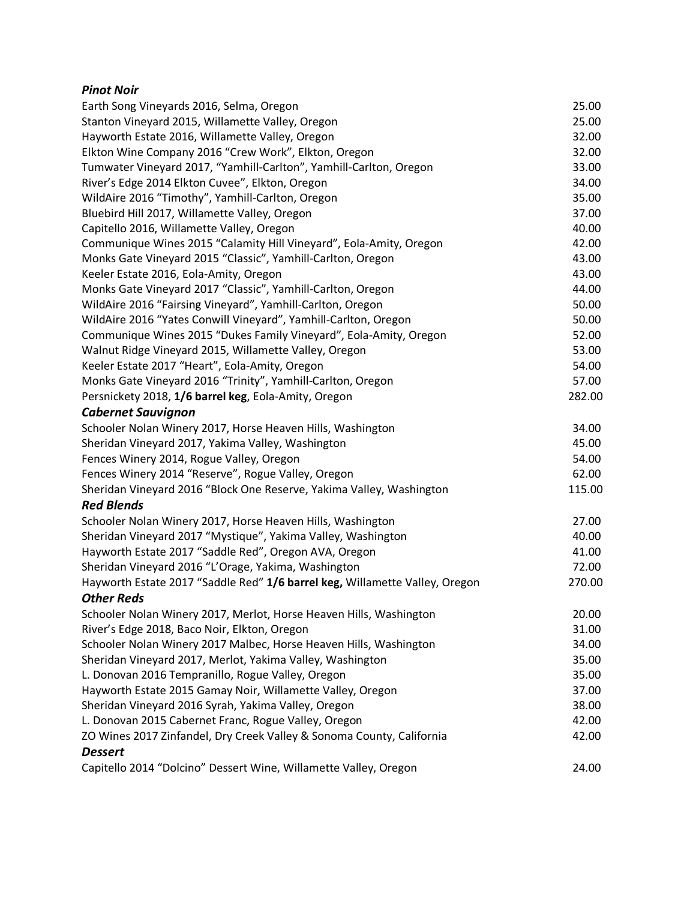***Pinot Noir***

| | |
|---|---|
| Earth Song Vineyards 2016, Selma, Oregon | 25.00 |
| Stanton Vineyard 2015, Willamette Valley, Oregon | 25.00 |
| Hayworth Estate 2016, Willamette Valley, Oregon | 32.00 |
| Elkton Wine Company 2016 “Crew Work”, Elkton, Oregon | 32.00 |
| Tumwater Vineyard 2017, “Yamhill-Carlton”, Yamhill-Carlton, Oregon | 33.00 |
| River’s Edge 2014 Elkton Cuvee”, Elkton, Oregon | 34.00 |
| WildAire 2016 “Timothy”, Yamhill-Carlton, Oregon | 35.00 |
| Bluebird Hill 2017, Willamette Valley, Oregon | 37.00 |
| Capitello 2016, Willamette Valley, Oregon | 40.00 |
| Communique Wines 2015 “Calamity Hill Vineyard”, Eola-Amity, Oregon | 42.00 |
| Monks Gate Vineyard 2015 “Classic”, Yamhill-Carlton, Oregon | 43.00 |
| Keeler Estate 2016, Eola-Amity, Oregon | 43.00 |
| Monks Gate Vineyard 2017 “Classic”, Yamhill-Carlton, Oregon | 44.00 |
| WildAire 2016 “Fairsing Vineyard”, Yamhill-Carlton, Oregon | 50.00 |
| WildAire 2016 “Yates Conwill Vineyard”, Yamhill-Carlton, Oregon | 50.00 |
| Communique Wines 2015 “Dukes Family Vineyard”, Eola-Amity, Oregon | 52.00 |
| Walnut Ridge Vineyard 2015, Willamette Valley, Oregon | 53.00 |
| Keeler Estate 2017 “Heart”, Eola-Amity, Oregon | 54.00 |
| Monks Gate Vineyard 2016 “Trinity”, Yamhill-Carlton, Oregon | 57.00 |
| Persnickety 2018, **1/6 barrel keg**, Eola-Amity, Oregon | 282.00 |

***Cabernet Sauvignon***

| | |
|---|---|
| Schooler Nolan Winery 2017, Horse Heaven Hills, Washington | 34.00 |
| Sheridan Vineyard 2017, Yakima Valley, Washington | 45.00 |
| Fences Winery 2014, Rogue Valley, Oregon | 54.00 |
| Fences Winery 2014 “Reserve”, Rogue Valley, Oregon | 62.00 |
| Sheridan Vineyard 2016 “Block One Reserve, Yakima Valley, Washington | 115.00 |

***Red Blends***

| | |
|---|---|
| Schooler Nolan Winery 2017, Horse Heaven Hills, Washington | 27.00 |
| Sheridan Vineyard 2017 “Mystique”, Yakima Valley, Washington | 40.00 |
| Hayworth Estate 2017 “Saddle Red”, Oregon AVA, Oregon | 41.00 |
| Sheridan Vineyard 2016 “L’Orage, Yakima, Washington | 72.00 |
| Hayworth Estate 2017 “Saddle Red” **1/6 barrel keg,** Willamette Valley, Oregon | 270.00 |

***Other Reds***

| | |
|---|---|
| Schooler Nolan Winery 2017, Merlot, Horse Heaven Hills, Washington | 20.00 |
| River’s Edge 2018, Baco Noir, Elkton, Oregon | 31.00 |
| Schooler Nolan Winery 2017 Malbec, Horse Heaven Hills, Washington | 34.00 |
| Sheridan Vineyard 2017, Merlot, Yakima Valley, Washington | 35.00 |
| L. Donovan 2016 Tempranillo, Rogue Valley, Oregon | 35.00 |
| Hayworth Estate 2015 Gamay Noir, Willamette Valley, Oregon | 37.00 |
| Sheridan Vineyard 2016 Syrah, Yakima Valley, Oregon | 38.00 |
| L. Donovan 2015 Cabernet Franc, Rogue Valley, Oregon | 42.00 |
| ZO Wines 2017 Zinfandel, Dry Creek Valley & Sonoma County, California | 42.00 |

***Dessert***

| | |
|---|---|
| Capitello 2014 “Dolcino” Dessert Wine, Willamette Valley, Oregon | 24.00 |